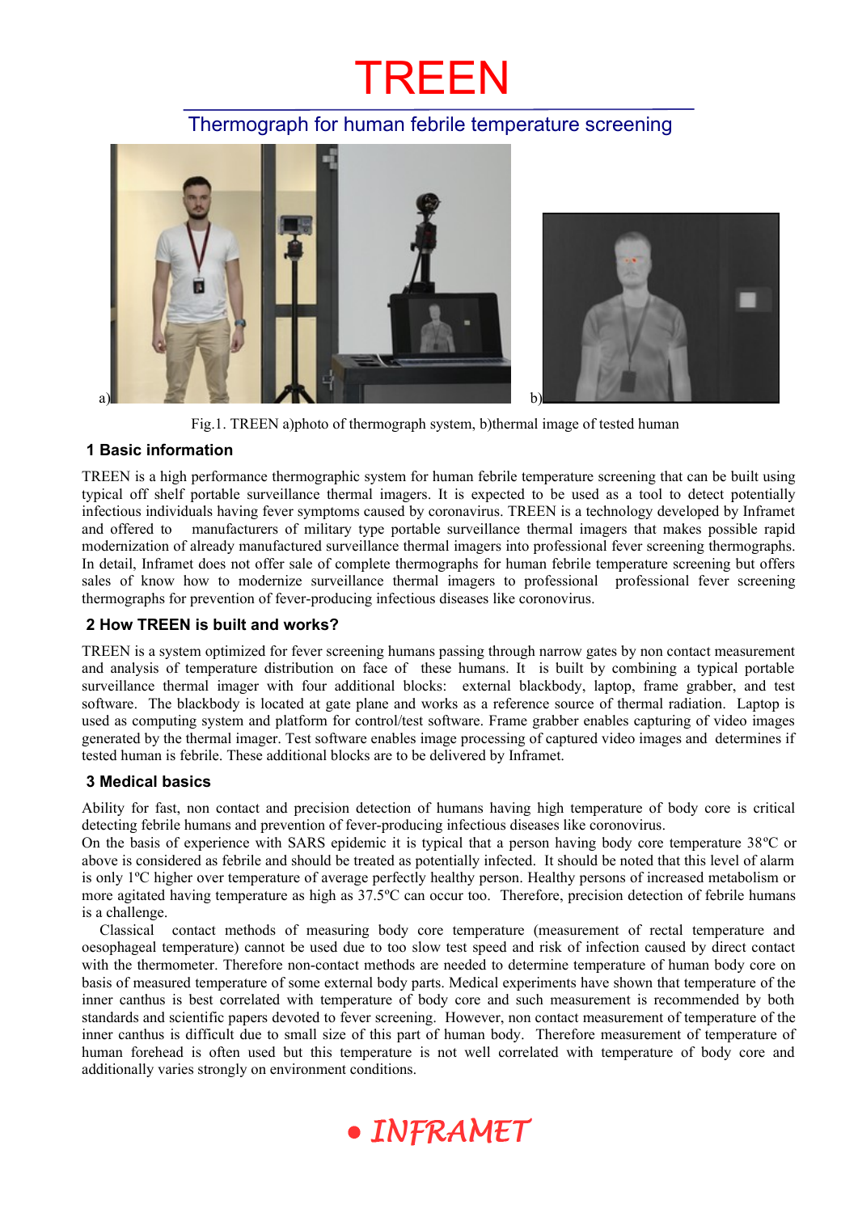# TREEN

## Thermograph for human febrile temperature screening

a) b)

Fig.1. TREEN a)photo of thermograph system, b)thermal image of tested human

### 1 Basic information

TREEN is a high performance thermographic system for human febrile temperature screening that can be built using typical off shelf portable surveillance thermal imagers. It is expected to be used as a tool to detect potentially infectious individuals having fever symptoms caused by coronavirus. TREEN is a technology developed by Inframet and offered to manufacturers of military type portable surveillance thermal imagers that makes possible rapid modernization of already manufactured surveillance thermal imagers into professional fever screening thermographs. In detail, Inframet does not offer sale of complete thermographs for human febrile temperature screening but offers sales of know how to modernize surveillance thermal imagers to professional professional fever screening thermographs for prevention of fever-producing infectious diseases like coronovirus.

### 2 How TREEN is built and works?

TREEN is a system optimized for fever screening humans passing through narrow gates by non contact measurement and analysis of temperature distribution on face of these humans. It is built by combining a typical portable surveillance thermal imager with four additional blocks: external blackbody, laptop, frame grabber, and test software. The blackbody is located at gate plane and works as a reference source of thermal radiation. Laptop is used as computing system and platform for control/test software. Frame grabber enables capturing of video images generated by the thermal imager. Test software enables image processing of captured video images and determines if tested human is febrile. These additional blocks are to be delivered by Inframet.

### 3 Medical basics

Ability for fast, non contact and precision detection of humans having high temperature of body core is critical detecting febrile humans and prevention of fever-producing infectious diseases like coronovirus.

On the basis of experience with SARS epidemic it is typical that a person having body core temperature 38ºC or above is considered as febrile and should be treated as potentially infected. It should be noted that this level of alarm is only 1ºC higher over temperature of average perfectly healthy person. Healthy persons of increased metabolism or more agitated having temperature as high as 37.5ºC can occur too. Therefore, precision detection of febrile humans is a challenge.

Classical contact methods of measuring body core temperature (measurement of rectal temperature and oesophageal temperature) cannot be used due to too slow test speed and risk of infection caused by direct contact with the thermometer. Therefore non-contact methods are needed to determine temperature of human body core on basis of measured temperature of some external body parts. Medical experiments have shown that temperature of the inner canthus is best correlated with temperature of body core and such measurement is recommended by both standards and scientific papers devoted to fever screening. However, non contact measurement of temperature of the inner canthus is difficult due to small size of this part of human body. Therefore measurement of temperature of human forehead is often used but this temperature is not well correlated with temperature of body core and additionally varies strongly on environment conditions.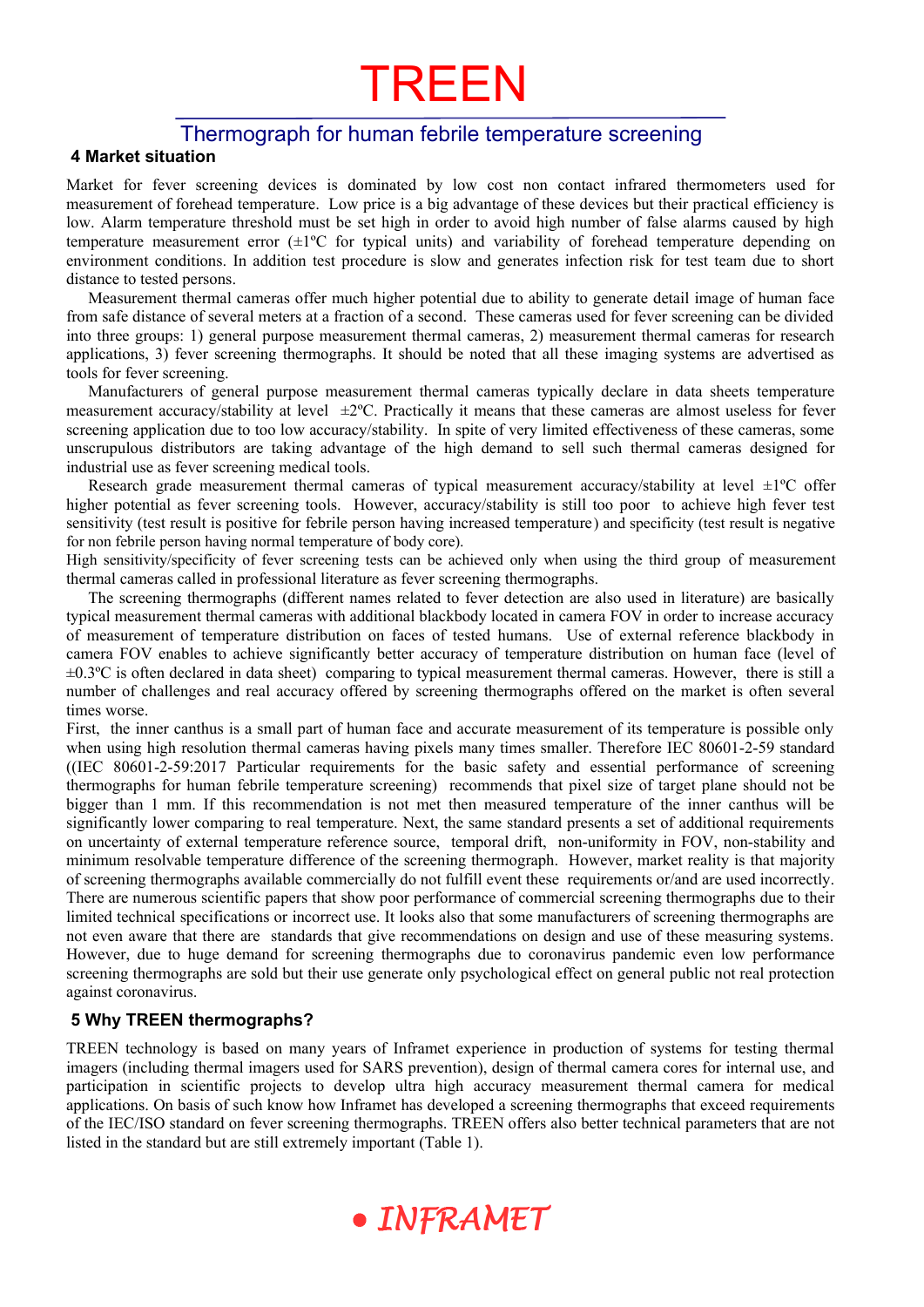# TREEN

## Thermograph for human febrile temperature screening

### 4 Market situation

Market for fever screening devices is dominated by low cost non contact infrared thermometers used for measurement of forehead temperature. Low price is a big advantage of these devices but their practical efficiency is low. Alarm temperature threshold must be set high in order to avoid high number of false alarms caused by high temperature measurement error (±1ºC for typical units) and variability of forehead temperature depending on environment conditions. In addition test procedure is slow and generates infection risk for test team due to short distance to tested persons.

Measurement thermal cameras offer much higher potential due to ability to generate detail image of human face from safe distance of several meters at a fraction of a second. These cameras used for fever screening can be divided into three groups: 1) general purpose measurement thermal cameras, 2) measurement thermal cameras for research applications, 3) fever screening thermographs. It should be noted that all these imaging systems are advertised as tools for fever screening.

Manufacturers of general purpose measurement thermal cameras typically declare in data sheets temperature measurement accuracy/stability at level ±2ºC. Practically it means that these cameras are almost useless for fever screening application due to too low accuracy/stability. In spite of very limited effectiveness of these cameras, some unscrupulous distributors are taking advantage of the high demand to sell such thermal cameras designed for industrial use as fever screening medical tools.

Research grade measurement thermal cameras of typical measurement accuracy/stability at level ±1ºC offer higher potential as fever screening tools. However, accuracy/stability is still too poor to achieve high fever test sensitivity (test result is positive for febrile person having increased temperature) and specificity (test result is negative for non febrile person having normal temperature of body core).

High sensitivity/specificity of fever screening tests can be achieved only when using the third group of measurement thermal cameras called in professional literature as fever screening thermographs.

The screening thermographs (different names related to fever detection are also used in literature) are basically typical measurement thermal cameras with additional blackbody located in camera FOV in order to increase accuracy of measurement of temperature distribution on faces of tested humans. Use of external reference blackbody in camera FOV enables to achieve significantly better accuracy of temperature distribution on human face (level of ±0.3ºC is often declared in data sheet) comparing to typical measurement thermal cameras. However, there is still a number of challenges and real accuracy offered by screening thermographs offered on the market is often several times worse.

First, the inner canthus is a small part of human face and accurate measurement of its temperature is possible only when using high resolution thermal cameras having pixels many times smaller. Therefore IEC 80601-2-59 standard ((IEC 80601-2-59:2017 Particular requirements for the basic safety and essential performance of screening thermographs for human febrile temperature screening) recommends that pixel size of target plane should not be bigger than 1 mm. If this recommendation is not met then measured temperature of the inner canthus will be significantly lower comparing to real temperature. Next, the same standard presents a set of additional requirements on uncertainty of external temperature reference source, temporal drift, non-uniformity in FOV, non-stability and minimum resolvable temperature difference of the screening thermograph. However, market reality is that majority of screening thermographs available commercially do not fulfill event these requirements or/and are used incorrectly. There are numerous scientific papers that show poor performance of commercial screening thermographs due to their limited technical specifications or incorrect use. It looks also that some manufacturers of screening thermographs are not even aware that there are standards that give recommendations on design and use of these measuring systems. However, due to huge demand for screening thermographs due to coronavirus pandemic even low performance screening thermographs are sold but their use generate only psychological effect on general public not real protection against coronavirus.

### 5 Why TREEN thermographs?

TREEN technology is based on many years of Inframet experience in production of systems for testing thermal imagers (including thermal imagers used for SARS prevention), design of thermal camera cores for internal use, and participation in scientific projects to develop ultra high accuracy measurement thermal camera for medical applications. On basis of such know how Inframet has developed a screening thermographs that exceed requirements of the IEC/ISO standard on fever screening thermographs. TREEN offers also better technical parameters that are not listed in the standard but are still extremely important (Table 1).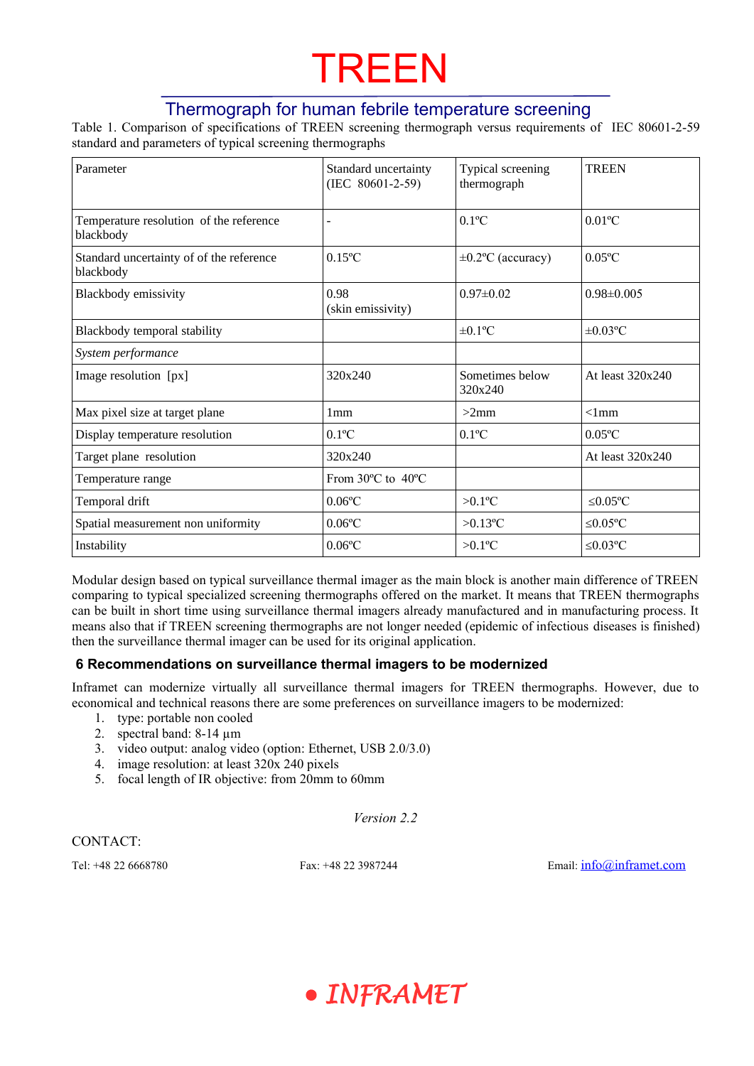# TREEN

## Thermograph for human febrile temperature screening

Table 1. Comparison of specifications of TREEN screening thermograph versus requirements of IEC 80601-2-59 standard and parameters of typical screening thermographs

| Parameter | Standard uncertainty (IEC 80601-2-59) | Typical screening thermograph | TREEN |
|---|---|---|---|
| Temperature resolution of the reference blackbody | - | 0.1ºC | 0.01ºC |
| Standard uncertainty of of the reference blackbody | 0.15ºC | ±0.2ºC (accuracy) | 0.05ºC |
| Blackbody emissivity | 0.98 (skin emissivity) | 0.97±0.02 | 0.98±0.005 |
| Blackbody temporal stability | | ±0.1ºC | ±0.03ºC |
| *System performance* | | | |
| Image resolution [px] | 320x240 | Sometimes below 320x240 | At least 320x240 |
| Max pixel size at target plane | 1mm | >2mm | <1mm |
| Display temperature resolution | 0.1ºC | 0.1ºC | 0.05ºC |
| Target plane resolution | 320x240 | | At least 320x240 |
| Temperature range | From 30ºC to 40ºC | | |
| Temporal drift | 0.06ºC | >0.1ºC | ≤0.05ºC |
| Spatial measurement non uniformity | 0.06ºC | >0.13ºC | ≤0.05ºC |
| Instability | 0.06ºC | >0.1ºC | ≤0.03ºC |

Modular design based on typical surveillance thermal imager as the main block is another main difference of TREEN comparing to typical specialized screening thermographs offered on the market. It means that TREEN thermographs can be built in short time using surveillance thermal imagers already manufactured and in manufacturing process. It means also that if TREEN screening thermographs are not longer needed (epidemic of infectious diseases is finished) then the surveillance thermal imager can be used for its original application.

### 6 Recommendations on surveillance thermal imagers to be modernized

Inframet can modernize virtually all surveillance thermal imagers for TREEN thermographs. However, due to economical and technical reasons there are some preferences on surveillance imagers to be modernized:

1. type: portable non cooled
2. spectral band: 8-14 µm
3. video output: analog video (option: Ethernet, USB 2.0/3.0)
4. image resolution: at least 320x 240 pixels
5. focal length of IR objective: from 20mm to 60mm

*Version 2.2*

CONTACT:

Tel: +48 22 6668780    Fax: +48 22 3987244    Email: info@inframet.com

INFRAMET